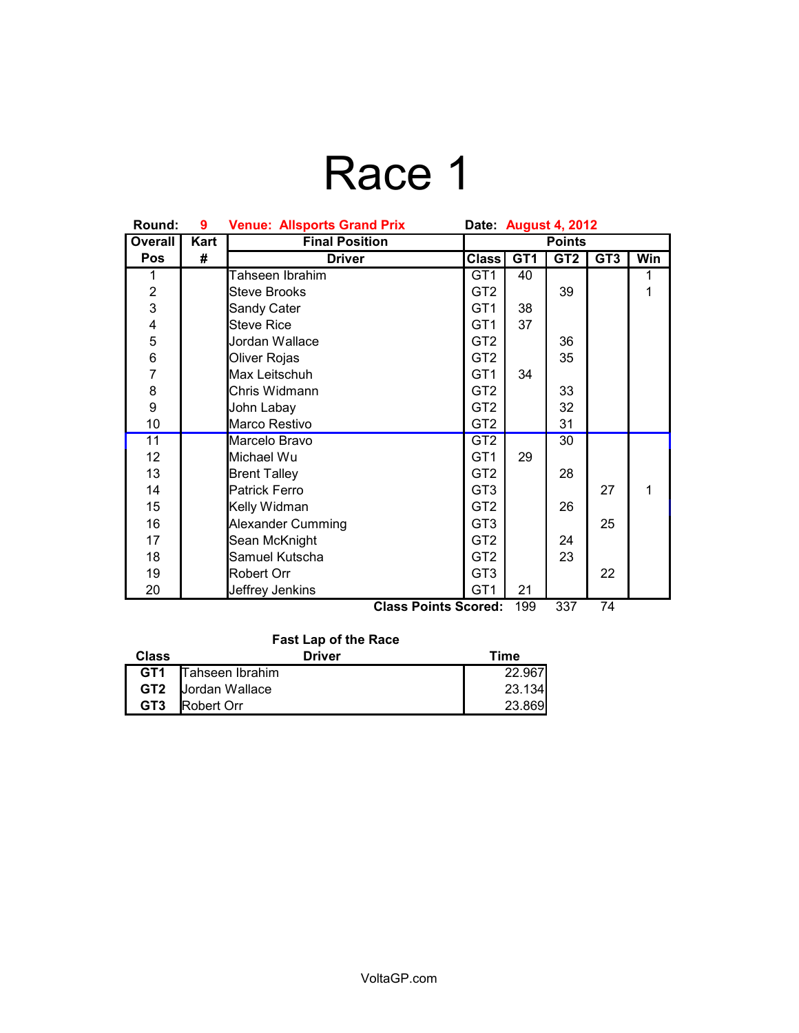# Race 1

**Round:** 9 **Venue: Allsports Grand Prix** **Date:** August 4, 2012

| Overall | Kart | Final Position | Points | | | | |
|---|---|---|---|---|---|---|---|
| **Pos** | **#** | **Driver** | **Class** | **GT1** | **GT2** | **GT3** | **Win** |
| 1 | | Tahseen Ibrahim | GT1 | 40 | | | 1 |
| 2 | | Steve Brooks | GT2 | | 39 | | 1 |
| 3 | | Sandy Cater | GT1 | 38 | | | |
| 4 | | Steve Rice | GT1 | 37 | | | |
| 5 | | Jordan Wallace | GT2 | | 36 | | |
| 6 | | Oliver Rojas | GT2 | | 35 | | |
| 7 | | Max Leitschuh | GT1 | 34 | | | |
| 8 | | Chris Widmann | GT2 | | 33 | | |
| 9 | | John Labay | GT2 | | 32 | | |
| 10 | | Marco Restivo | GT2 | | 31 | | |
| 11 | | Marcelo Bravo | GT2 | | 30 | | |
| 12 | | Michael Wu | GT1 | 29 | | | |
| 13 | | Brent Talley | GT2 | | 28 | | |
| 14 | | Patrick Ferro | GT3 | | | 27 | 1 |
| 15 | | Kelly Widman | GT2 | | 26 | | |
| 16 | | Alexander Cumming | GT3 | | | 25 | |
| 17 | | Sean McKnight | GT2 | | 24 | | |
| 18 | | Samuel Kutscha | GT2 | | 23 | | |
| 19 | | Robert Orr | GT3 | | | 22 | |
| 20 | | Jeffrey Jenkins | GT1 | 21 | | | |
| | | | **Class Points Scored:** | 199 | 337 | 74 | |

**Fast Lap of the Race**

| Class | Driver | Time |
|---|---|---|
| **GT1** | Tahseen Ibrahim | 22.967 |
| **GT2** | Jordan Wallace | 23.134 |
| **GT3** | Robert Orr | 23.869 |

VoltaGP.com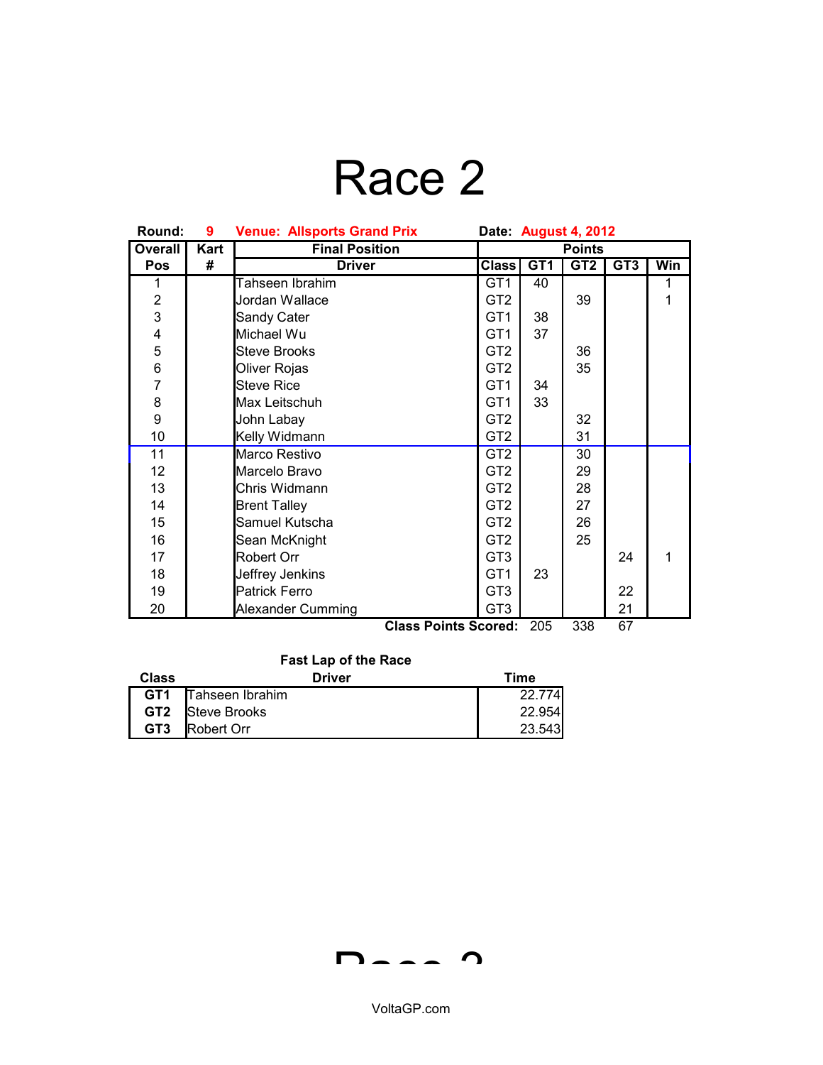# Race 2

**Round:** 9 **Venue: Allsports Grand Prix** **Date:** August 4, 2012

| Overall Pos | Kart # | Final Position Driver | Class | GT1 | GT2 | GT3 | Win |
|---|---|---|---|---|---|---|---|
| 1 | | Tahseen Ibrahim | GT1 | 40 | | | 1 |
| 2 | | Jordan Wallace | GT2 | | 39 | | 1 |
| 3 | | Sandy Cater | GT1 | 38 | | | |
| 4 | | Michael Wu | GT1 | 37 | | | |
| 5 | | Steve Brooks | GT2 | | 36 | | |
| 6 | | Oliver Rojas | GT2 | | 35 | | |
| 7 | | Steve Rice | GT1 | 34 | | | |
| 8 | | Max Leitschuh | GT1 | 33 | | | |
| 9 | | John Labay | GT2 | | 32 | | |
| 10 | | Kelly Widmann | GT2 | | 31 | | |
| 11 | | Marco Restivo | GT2 | | 30 | | |
| 12 | | Marcelo Bravo | GT2 | | 29 | | |
| 13 | | Chris Widmann | GT2 | | 28 | | |
| 14 | | Brent Talley | GT2 | | 27 | | |
| 15 | | Samuel Kutscha | GT2 | | 26 | | |
| 16 | | Sean McKnight | GT2 | | 25 | | |
| 17 | | Robert Orr | GT3 | | | 24 | 1 |
| 18 | | Jeffrey Jenkins | GT1 | 23 | | | |
| 19 | | Patrick Ferro | GT3 | | | 22 | |
| 20 | | Alexander Cumming | GT3 | | | 21 | |
| | | | **Class Points Scored:** | 205 | 338 | 67 | |

**Fast Lap of the Race**

| Class | Driver | Time |
|---|---|---|
| **GT1** | Tahseen Ibrahim | 22.774 |
| **GT2** | Steve Brooks | 22.954 |
| **GT3** | Robert Orr | 23.543 |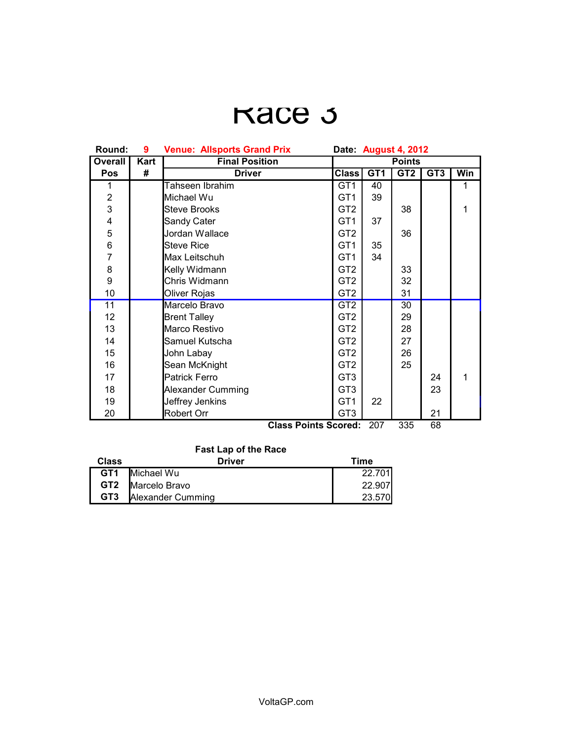# Race 3

**Round:** 9 **Venue: Allsports Grand Prix** **Date: August 4, 2012**

| Overall Pos | Kart # | Final Position Driver | Class | GT1 | GT2 | GT3 | Win |
|---|---|---|---|---|---|---|---|
| 1 | | Tahseen Ibrahim | GT1 | 40 | | | 1 |
| 2 | | Michael Wu | GT1 | 39 | | | |
| 3 | | Steve Brooks | GT2 | | 38 | | 1 |
| 4 | | Sandy Cater | GT1 | 37 | | | |
| 5 | | Jordan Wallace | GT2 | | 36 | | |
| 6 | | Steve Rice | GT1 | 35 | | | |
| 7 | | Max Leitschuh | GT1 | 34 | | | |
| 8 | | Kelly Widmann | GT2 | | 33 | | |
| 9 | | Chris Widmann | GT2 | | 32 | | |
| 10 | | Oliver Rojas | GT2 | | 31 | | |
| 11 | | Marcelo Bravo | GT2 | | 30 | | |
| 12 | | Brent Talley | GT2 | | 29 | | |
| 13 | | Marco Restivo | GT2 | | 28 | | |
| 14 | | Samuel Kutscha | GT2 | | 27 | | |
| 15 | | John Labay | GT2 | | 26 | | |
| 16 | | Sean McKnight | GT2 | | 25 | | |
| 17 | | Patrick Ferro | GT3 | | | 24 | 1 |
| 18 | | Alexander Cumming | GT3 | | | 23 | |
| 19 | | Jeffrey Jenkins | GT1 | 22 | | | |
| 20 | | Robert Orr | GT3 | | | 21 | |
| | | **Class Points Scored:** | | 207 | 335 | 68 | |

**Fast Lap of the Race**

| Class | Driver | Time |
|---|---|---|
| **GT1** | Michael Wu | 22.701 |
| **GT2** | Marcelo Bravo | 22.907 |
| **GT3** | Alexander Cumming | 23.570 |

VoltaGP.com